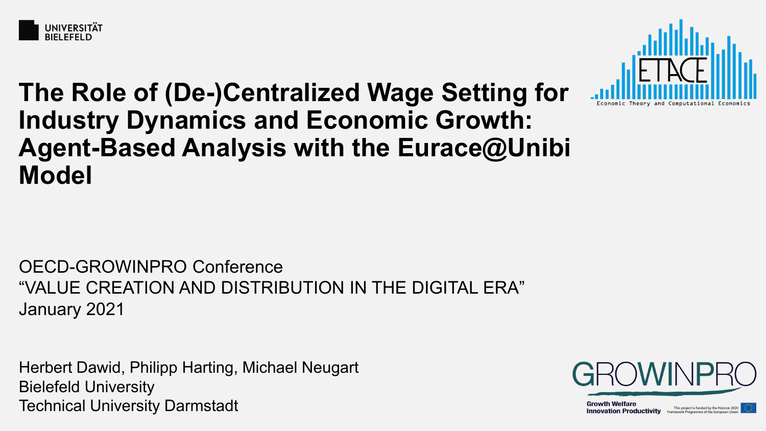UNIVERSITÄT BIELEFELD

# The Role of (De-)Centralized Wage Setting for Industry Dynamics and Economic Growth: Agent-Based Analysis with the Eurace@Unibi Model

ETACE — Economic Theory and Computational Economics

OECD-GROWINPRO Conference
“VALUE CREATION AND DISTRIBUTION IN THE DIGITAL ERA”
January 2021

Herbert Dawid, Philipp Harting, Michael Neugart
Bielefeld University
Technical University Darmstadt

GROWINPRO
Growth Welfare Innovation Productivity
This project is funded by the Horizon 2020 Framework Programme of the European Union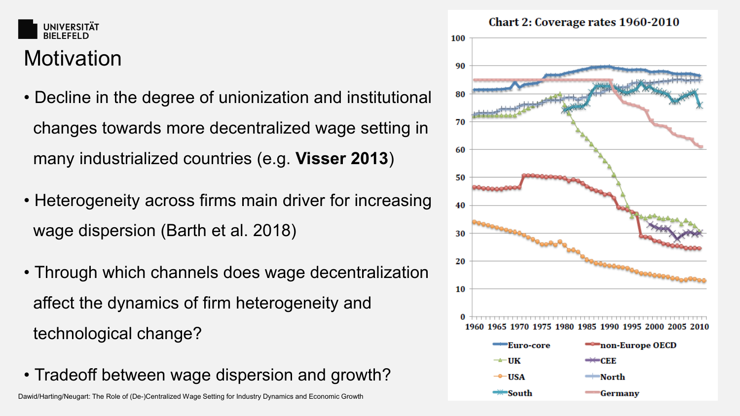# Motivation

- Decline in the degree of unionization and institutional changes towards more decentralized wage setting in many industrialized countries (e.g. **Visser 2013**)
- Heterogeneity across firms main driver for increasing wage dispersion (Barth et al. 2018)
- Through which channels does wage decentralization affect the dynamics of firm heterogeneity and technological change?
- Tradeoff between wage dispersion and growth?

**Chart 2: Coverage rates 1960-2010**

Legend: Euro-core, non-Europe OECD, UK, CEE, USA, North, South, Germany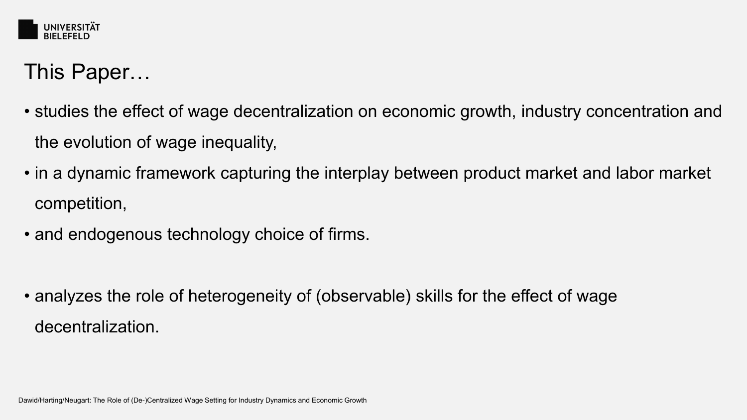# This Paper…

- studies the effect of wage decentralization on economic growth, industry concentration and the evolution of wage inequality,
- in a dynamic framework capturing the interplay between product market and labor market competition,
- and endogenous technology choice of firms.

- analyzes the role of heterogeneity of (observable) skills for the effect of wage decentralization.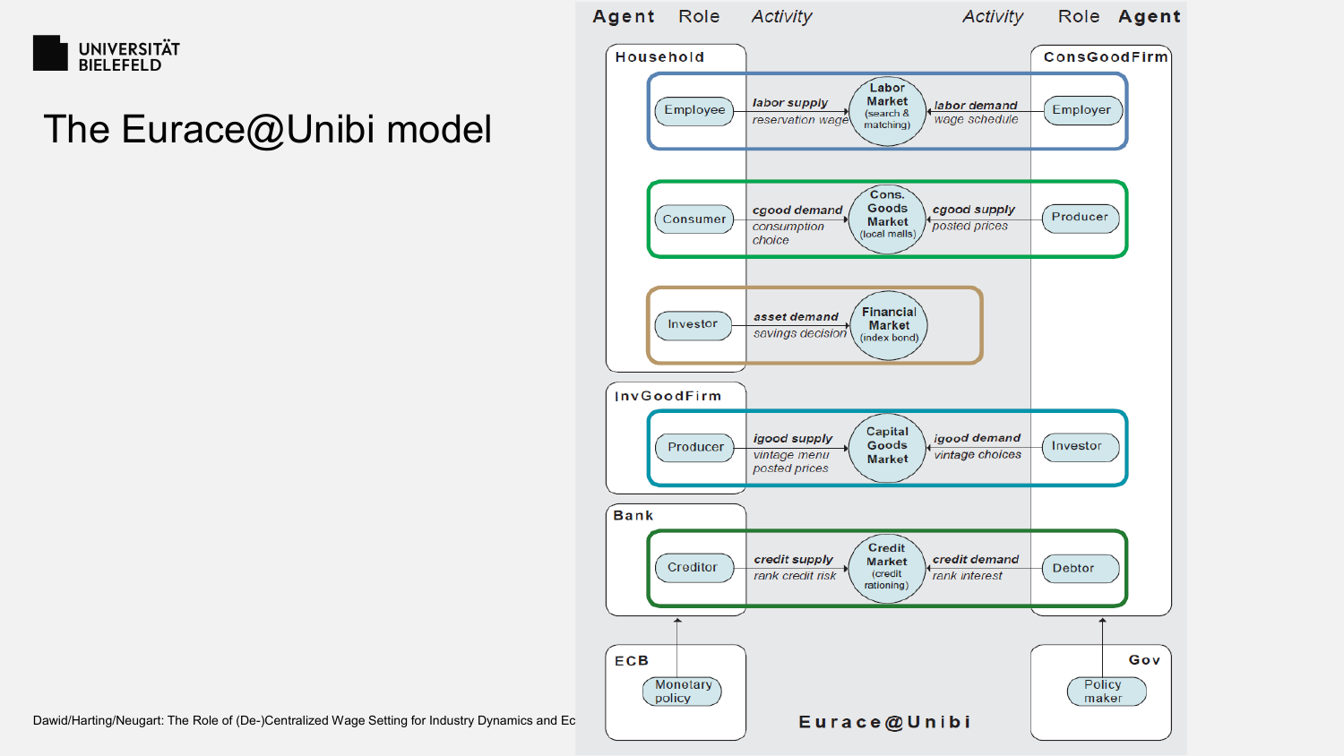# The Eurace@Unibi model

| Agent | Role | Activity | Market | Activity | Role | Agent |
|---|---|---|---|---|---|---|
| Household | Employee | *labor supply* reservation wage | Labor Market (search & matching) | *labor demand* wage schedule | Employer | ConsGoodFirm |
| Household | Consumer | *cgood demand* consumption choice | Cons. Goods Market (local malls) | *cgood supply* posted prices | Producer | ConsGoodFirm |
| Household | Investor | *asset demand* savings decision | Financial Market (index bond) | | | |
| InvGoodFirm | Producer | *igood supply* vintage menu posted prices | Capital Goods Market | *igood demand* vintage choices | Investor | ConsGoodFirm |
| Bank | Creditor | *credit supply* rank credit risk | Credit Market (credit rationing) | *credit demand* rank interest | Debtor | ConsGoodFirm |

ECB: Monetary policy → Bank

Gov: Policy maker → ConsGoodFirm

Eurace@Unibi

Dawid/Harting/Neugart: The Role of (De-)Centralized Wage Setting for Industry Dynamics and Ec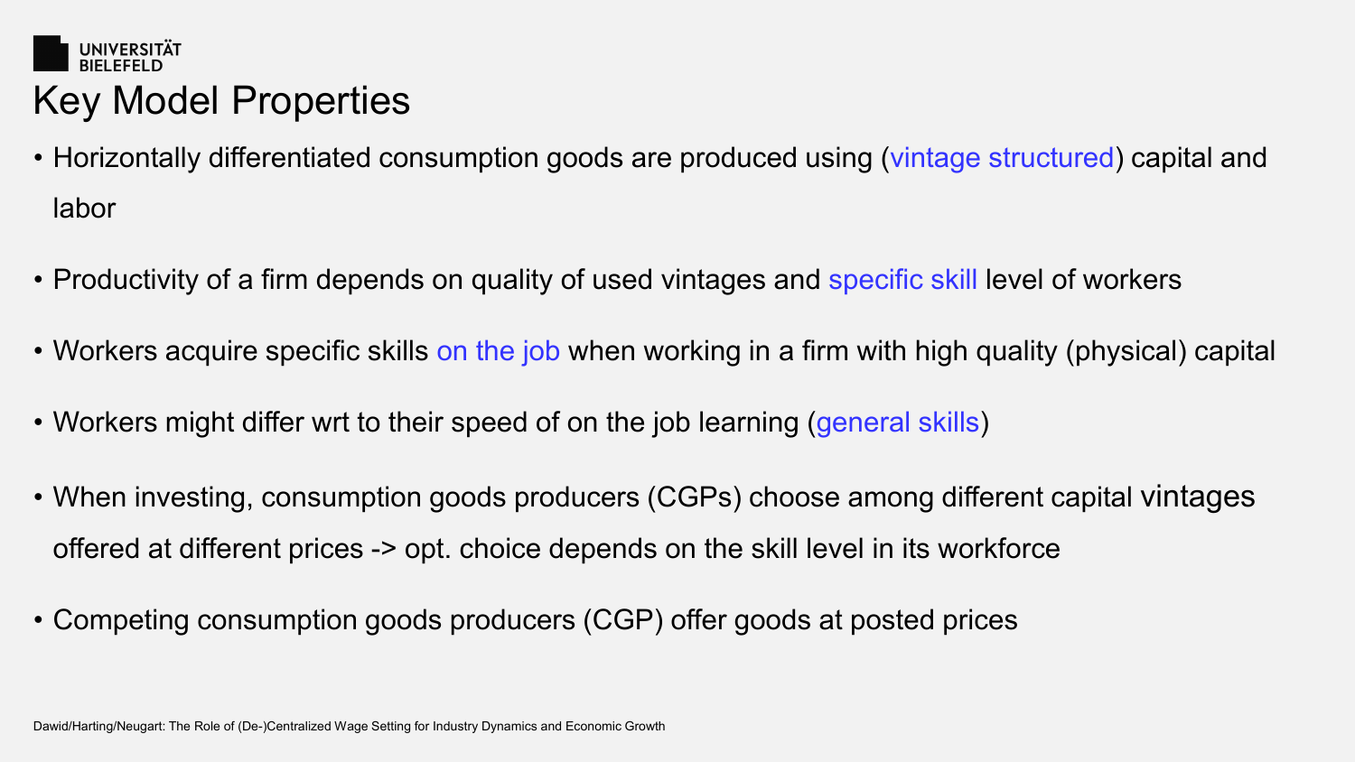# Key Model Properties

- Horizontally differentiated consumption goods are produced using (vintage structured) capital and labor
- Productivity of a firm depends on quality of used vintages and specific skill level of workers
- Workers acquire specific skills on the job when working in a firm with high quality (physical) capital
- Workers might differ wrt to their speed of on the job learning (general skills)
- When investing, consumption goods producers (CGPs) choose among different capital vintages offered at different prices -> opt. choice depends on the skill level in its workforce
- Competing consumption goods producers (CGP) offer goods at posted prices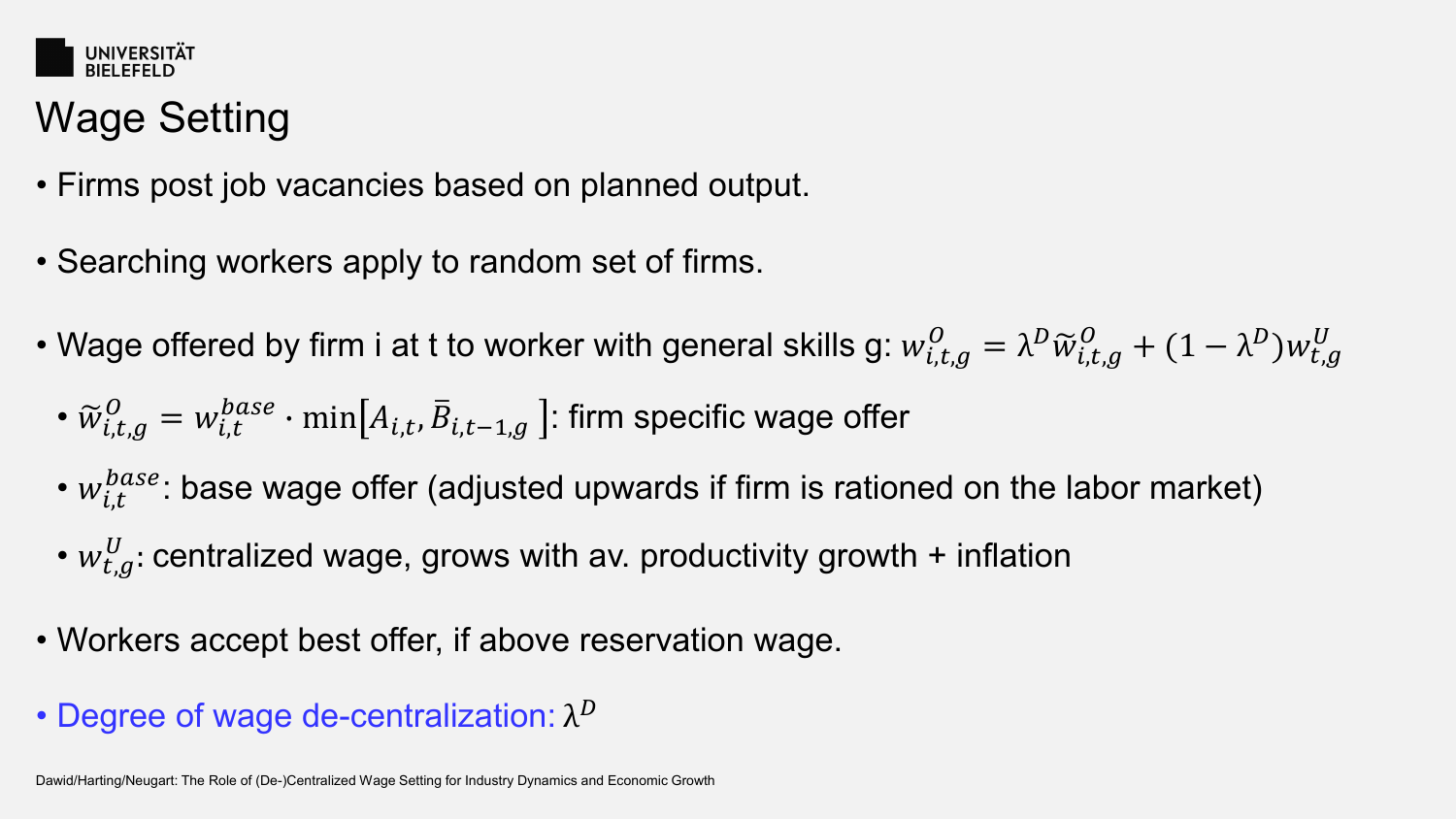# Wage Setting

- Firms post job vacancies based on planned output.
- Searching workers apply to random set of firms.
- Wage offered by firm i at t to worker with general skills g: $w_{i,t,g}^{O} = \lambda^{D} \tilde{w}_{i,t,g}^{O} + (1 - \lambda^{D}) w_{t,g}^{U}$
  - $\tilde{w}_{i,t,g}^{O} = w_{i,t}^{base} \cdot \min\left[A_{i,t}, \bar{B}_{i,t-1,g}\right]$: firm specific wage offer
  - $w_{i,t}^{base}$: base wage offer (adjusted upwards if firm is rationed on the labor market)
  - $w_{t,g}^{U}$: centralized wage, grows with av. productivity growth + inflation
- Workers accept best offer, if above reservation wage.
- Degree of wage de-centralization: $\lambda^{D}$

Dawid/Harting/Neugart: The Role of (De-)Centralized Wage Setting for Industry Dynamics and Economic Growth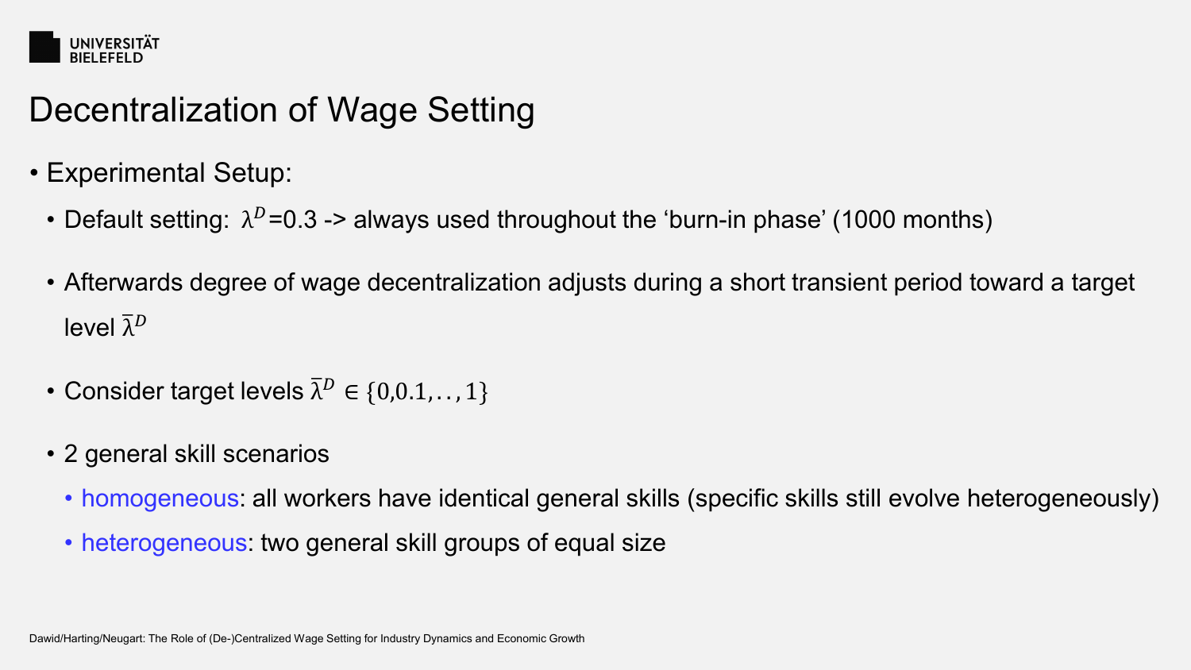# Decentralization of Wage Setting

- Experimental Setup:
  - Default setting: $\lambda^D$=0.3 -> always used throughout the 'burn-in phase' (1000 months)
  - Afterwards degree of wage decentralization adjusts during a short transient period toward a target level $\bar{\lambda}^D$
  - Consider target levels $\bar{\lambda}^D \in \{0, 0.1, .., 1\}$
  - 2 general skill scenarios
    - homogeneous: all workers have identical general skills (specific skills still evolve heterogeneously)
    - heterogeneous: two general skill groups of equal size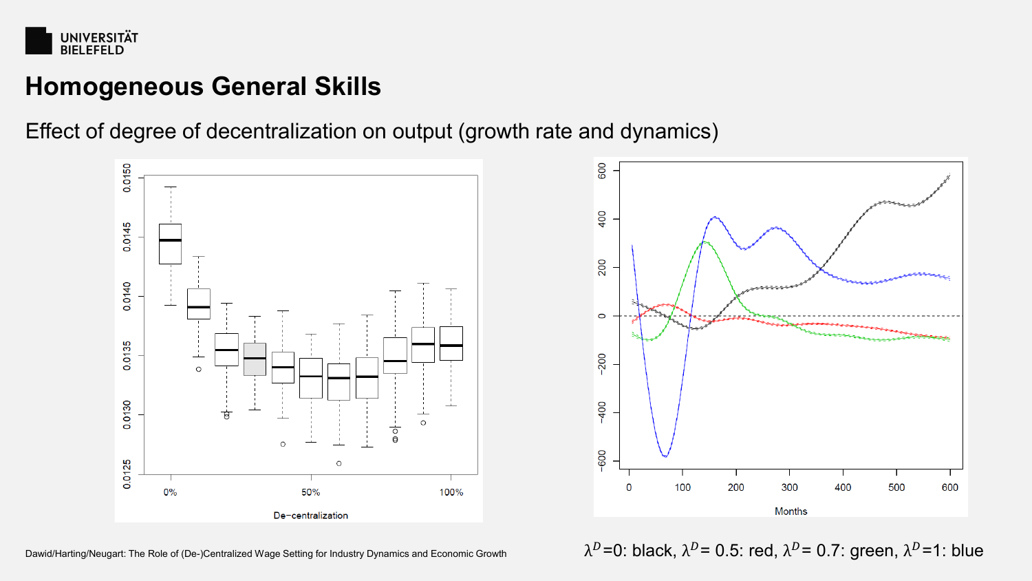# Homogeneous General Skills

Effect of degree of decentralization on output (growth rate and dynamics)

Dawid/Harting/Neugart: The Role of (De-)Centralized Wage Setting for Industry Dynamics and Economic Growth

$\lambda^D$=0: black, $\lambda^D$= 0.5: red, $\lambda^D$= 0.7: green, $\lambda^D$=1: blue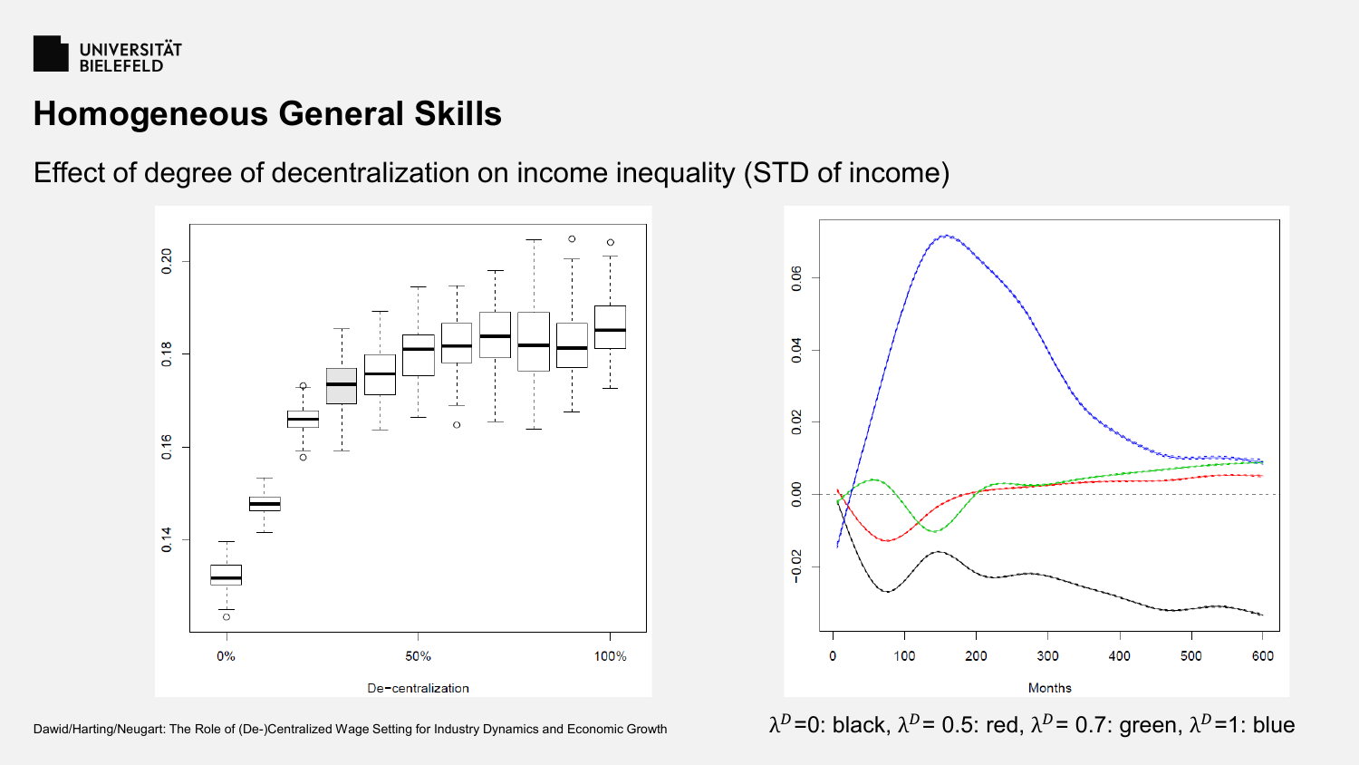# Homogeneous General Skills

Effect of degree of decentralization on income inequality (STD of income)

Dawid/Harting/Neugart: The Role of (De-)Centralized Wage Setting for Industry Dynamics and Economic Growth

$\lambda^D=0$: black, $\lambda^D=0.5$: red, $\lambda^D=0.7$: green, $\lambda^D=1$: blue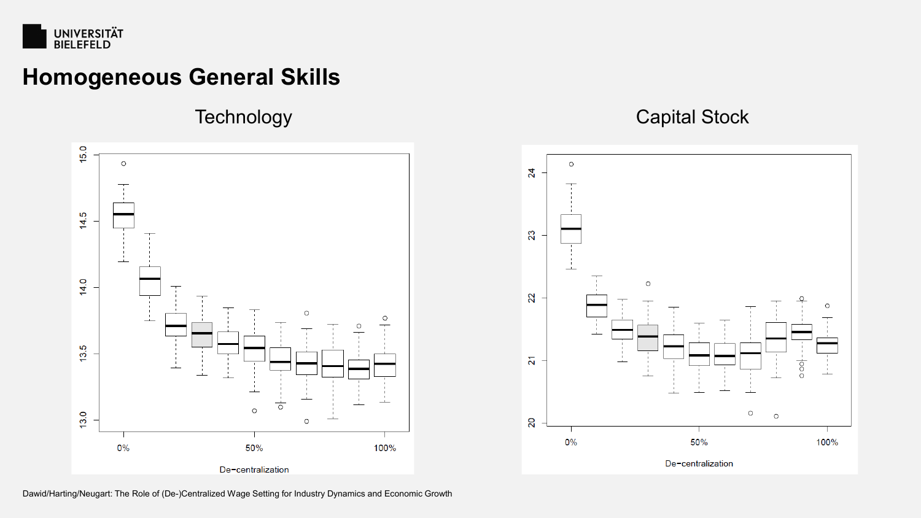# Homogeneous General Skills

Technology

Capital Stock

Dawid/Harting/Neugart: The Role of (De-)Centralized Wage Setting for Industry Dynamics and Economic Growth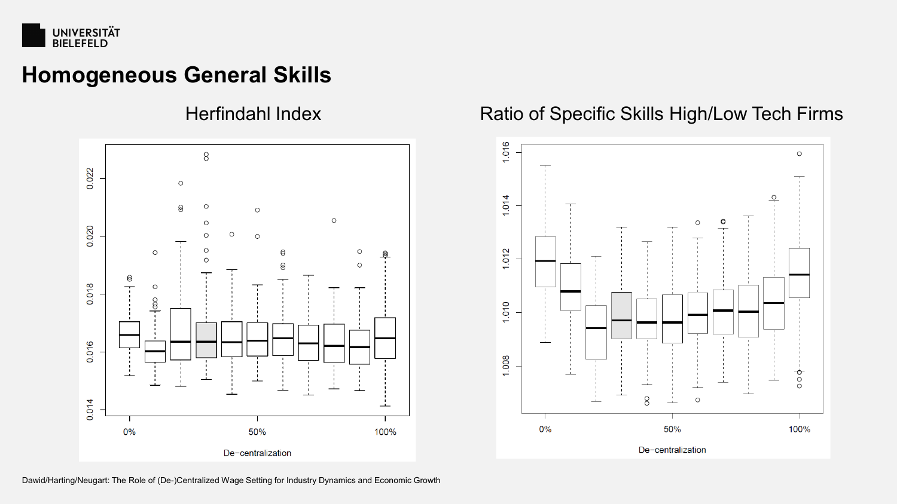# Homogeneous General Skills

Herfindahl Index

Ratio of Specific Skills High/Low Tech Firms

Dawid/Harting/Neugart: The Role of (De-)Centralized Wage Setting for Industry Dynamics and Economic Growth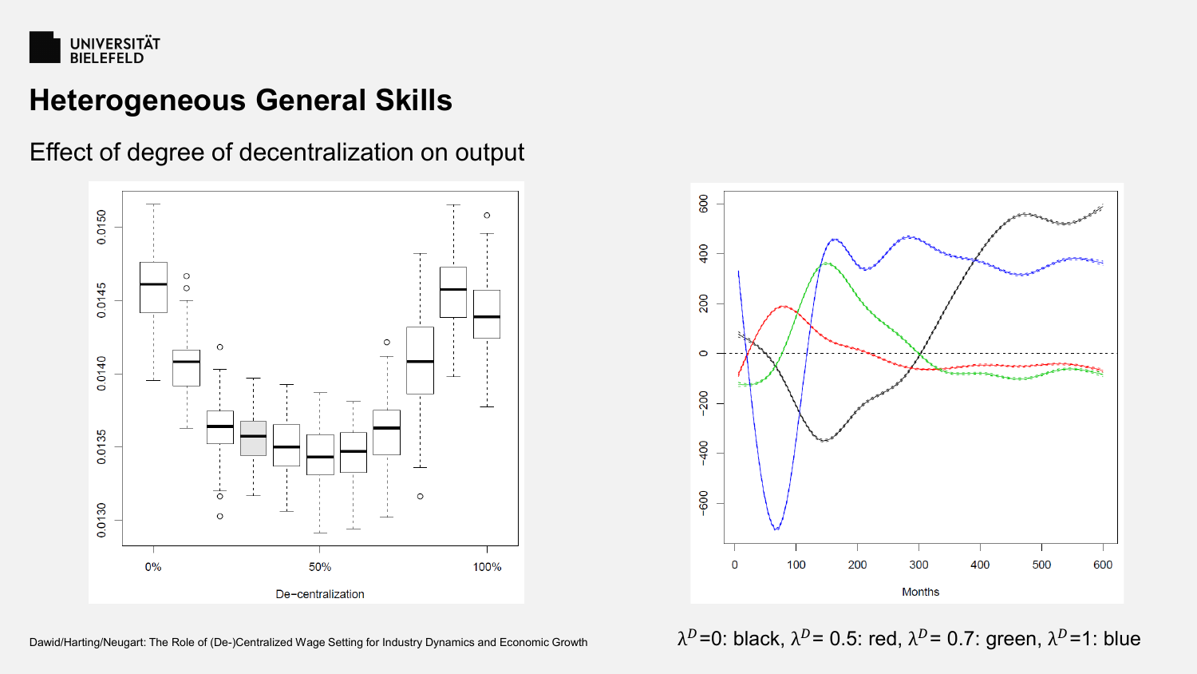# Heterogeneous General Skills

## Effect of degree of decentralization on output

Dawid/Harting/Neugart: The Role of (De-)Centralized Wage Setting for Industry Dynamics and Economic Growth

$\lambda^D$=0: black, $\lambda^D$= 0.5: red, $\lambda^D$= 0.7: green, $\lambda^D$=1: blue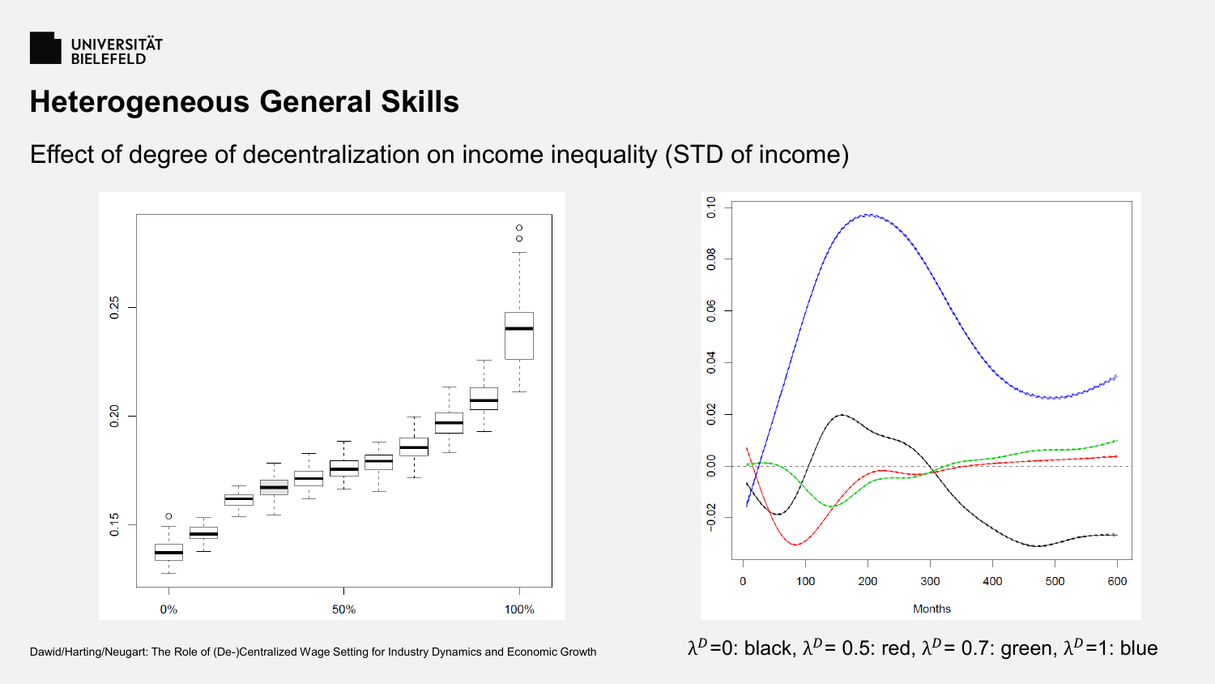# Heterogeneous General Skills

Effect of degree of decentralization on income inequality (STD of income)

Dawid/Harting/Neugart: The Role of (De-)Centralized Wage Setting for Industry Dynamics and Economic Growth

$\lambda^D=0$: black, $\lambda^D=0.5$: red, $\lambda^D=0.7$: green, $\lambda^D=1$: blue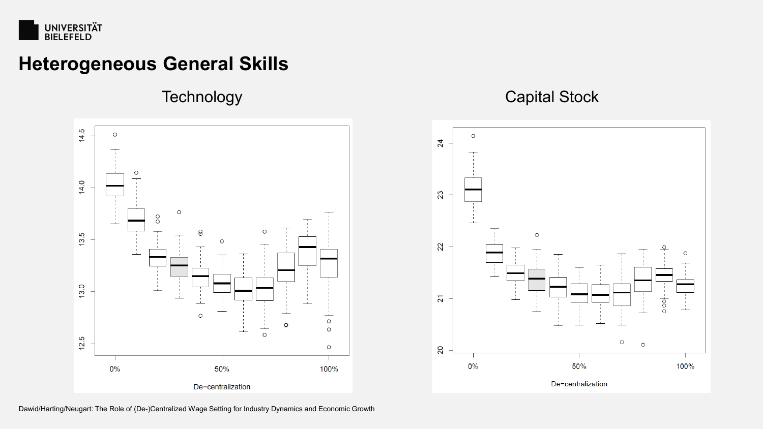# Heterogeneous General Skills

Technology

Capital Stock

Dawid/Harting/Neugart: The Role of (De-)Centralized Wage Setting for Industry Dynamics and Economic Growth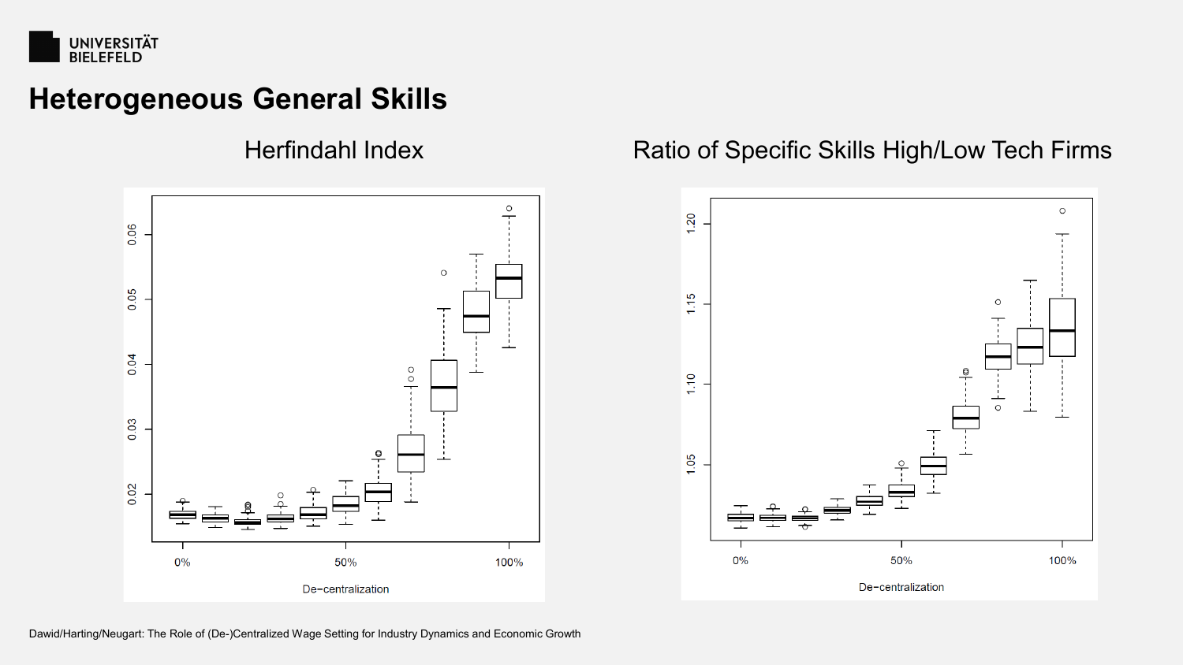# Heterogeneous General Skills

Herfindahl Index

Ratio of Specific Skills High/Low Tech Firms

Dawid/Harting/Neugart: The Role of (De-)Centralized Wage Setting for Industry Dynamics and Economic Growth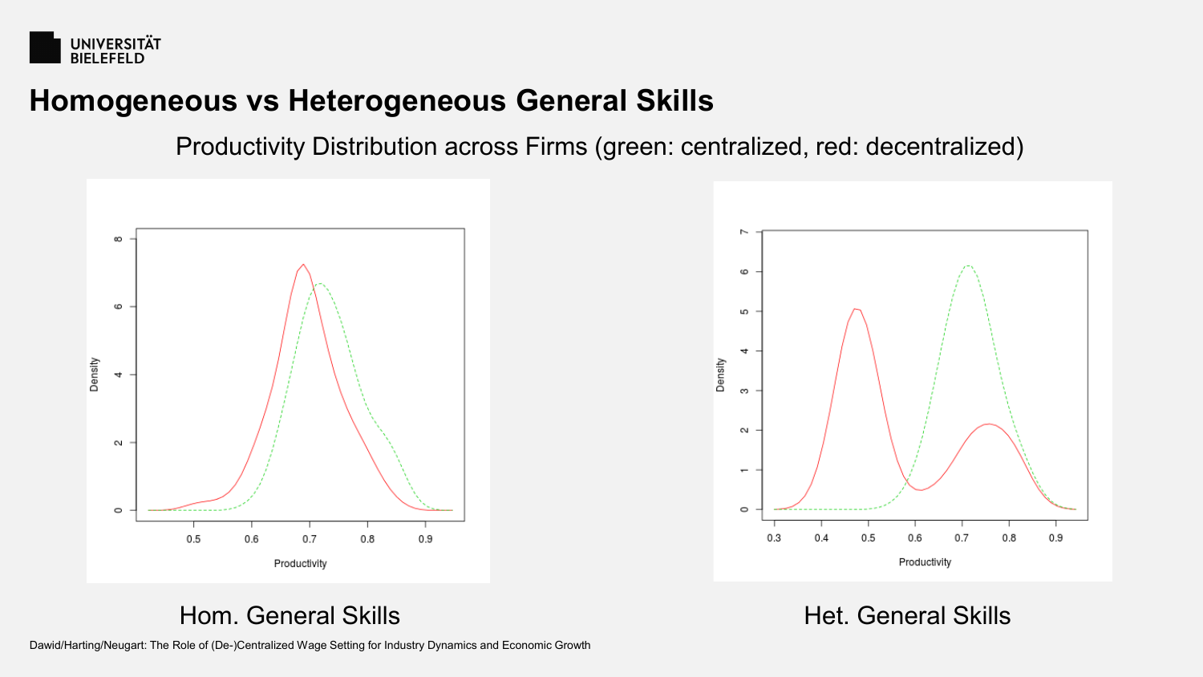# Homogeneous vs Heterogeneous General Skills

Productivity Distribution across Firms (green: centralized, red: decentralized)

Hom. General Skills

Het. General Skills

Dawid/Harting/Neugart: The Role of (De-)Centralized Wage Setting for Industry Dynamics and Economic Growth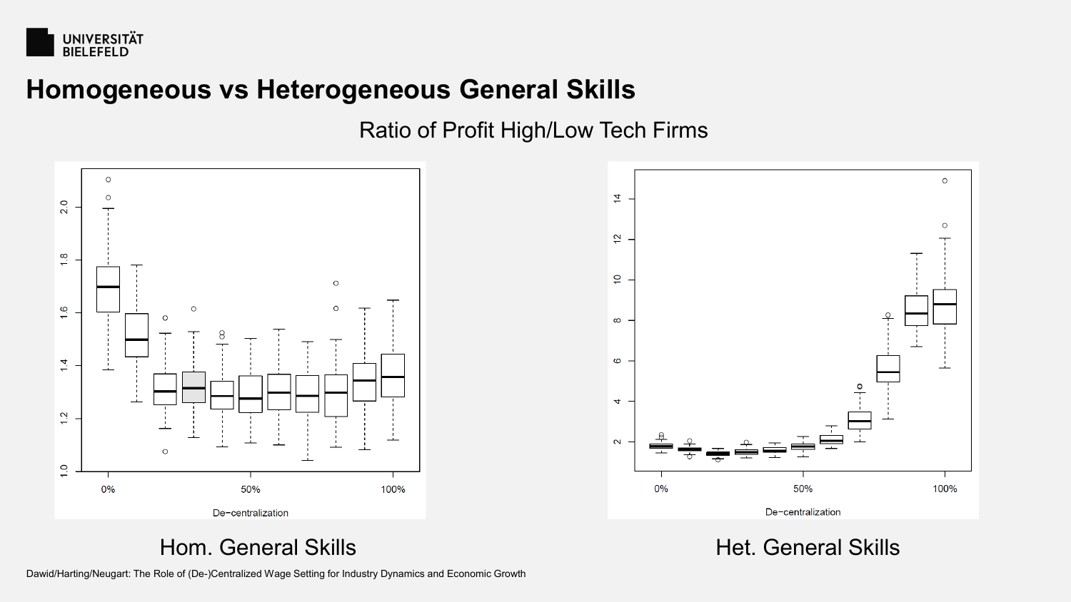# Homogeneous vs Heterogeneous General Skills

Ratio of Profit High/Low Tech Firms

Hom. General Skills

Het. General Skills

Dawid/Harting/Neugart: The Role of (De-)Centralized Wage Setting for Industry Dynamics and Economic Growth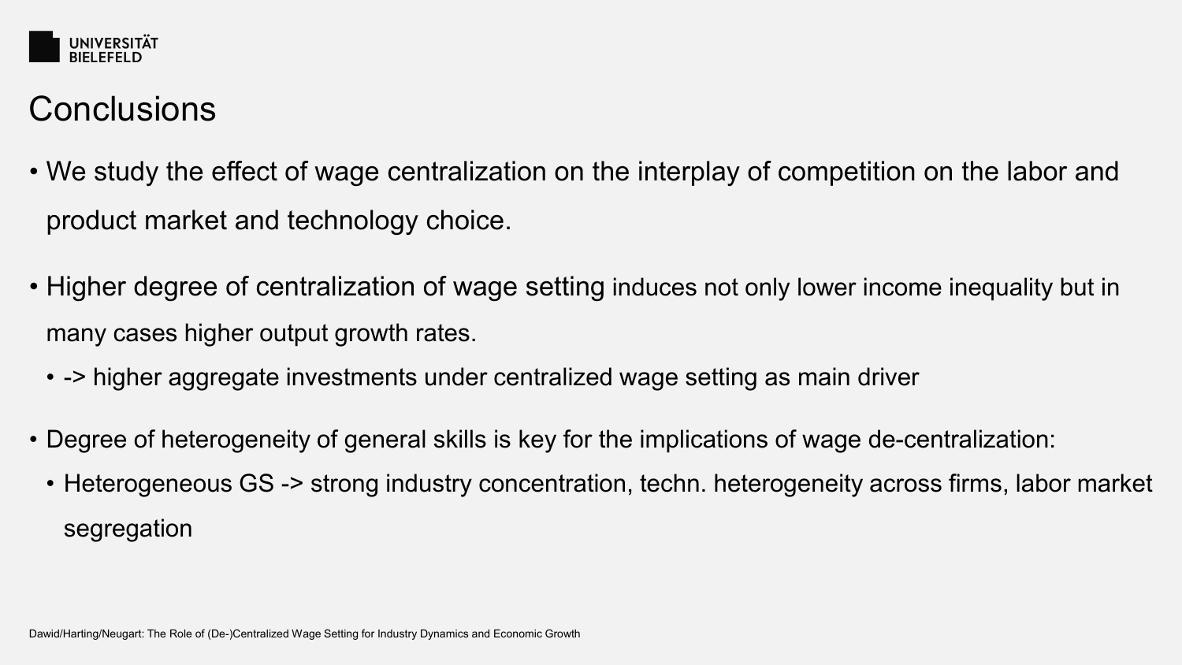# Conclusions

- We study the effect of wage centralization on the interplay of competition on the labor and product market and technology choice.

- Higher degree of centralization of wage setting induces not only lower income inequality but in many cases higher output growth rates.
  - -> higher aggregate investments under centralized wage setting as main driver

- Degree of heterogeneity of general skills is key for the implications of wage de-centralization:
  - Heterogeneous GS -> strong industry concentration, techn. heterogeneity across firms, labor market segregation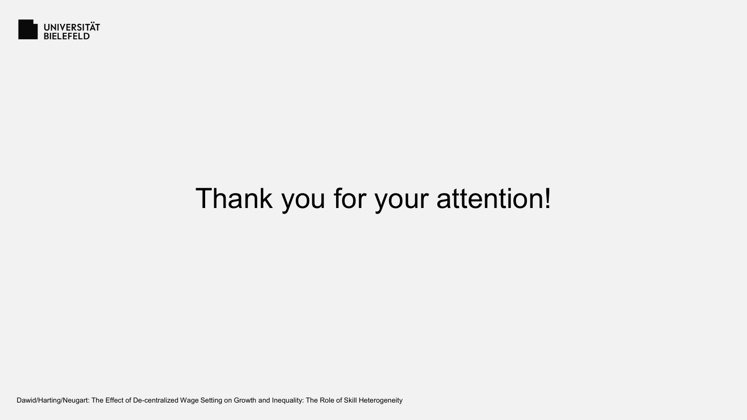Thank you for your attention!